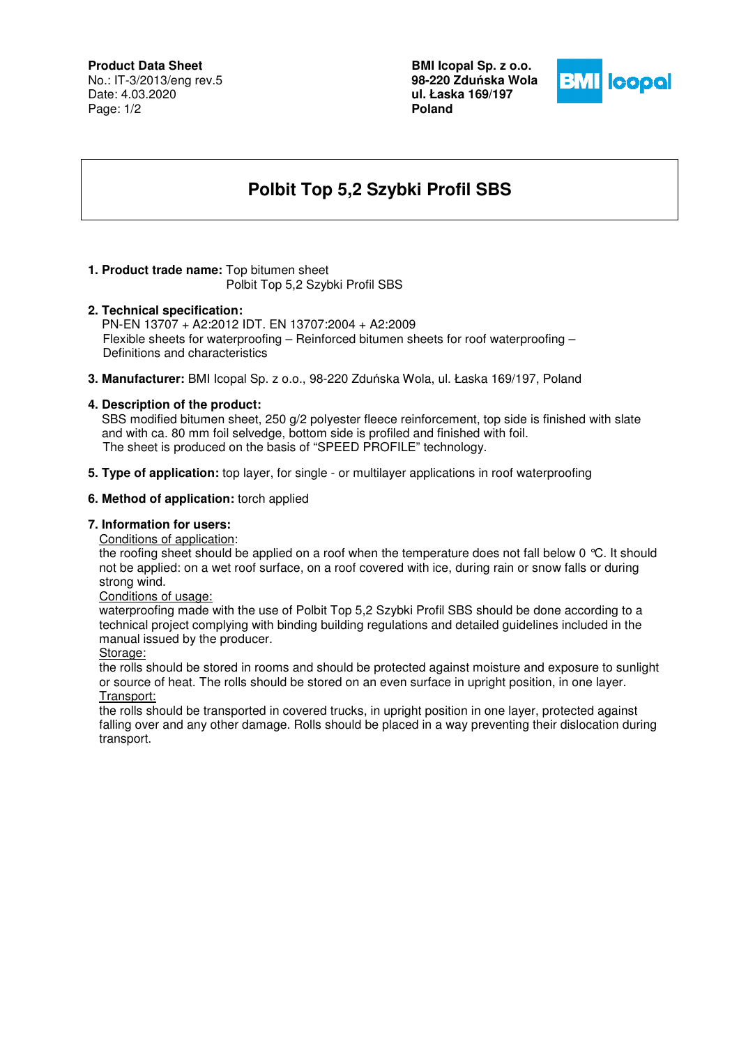**Product Data Sheet**
No.: IT-3/2013/eng rev.5
Date: 4.03.2020

**BMI Icopal Sp. z o.o.**
**98-220 Zduńska Wola**
**ul. Łaska 169/197**
**Poland**

# Polbit Top 5,2 Szybki Profil SBS

**1. Product trade name:** Top bitumen sheet
Polbit Top 5,2 Szybki Profil SBS

**2. Technical specification:**
PN-EN 13707 + A2:2012 IDT. EN 13707:2004 + A2:2009
Flexible sheets for waterproofing – Reinforced bitumen sheets for roof waterproofing – Definitions and characteristics

**3. Manufacturer:** BMI Icopal Sp. z o.o., 98-220 Zduńska Wola, ul. Łaska 169/197, Poland

**4. Description of the product:**
SBS modified bitumen sheet, 250 g/2 polyester fleece reinforcement, top side is finished with slate and with ca. 80 mm foil selvedge, bottom side is profiled and finished with foil.
The sheet is produced on the basis of "SPEED PROFILE" technology.

**5. Type of application:** top layer, for single - or multilayer applications in roof waterproofing

**6. Method of application:** torch applied

**7. Information for users:**

Conditions of application:
the roofing sheet should be applied on a roof when the temperature does not fall below 0 °C. It should not be applied: on a wet roof surface, on a roof covered with ice, during rain or snow falls or during strong wind.

Conditions of usage:
waterproofing made with the use of Polbit Top 5,2 Szybki Profil SBS should be done according to a technical project complying with binding building regulations and detailed guidelines included in the manual issued by the producer.

Storage:
the rolls should be stored in rooms and should be protected against moisture and exposure to sunlight or source of heat. The rolls should be stored on an even surface in upright position, in one layer.

Transport:
the rolls should be transported in covered trucks, in upright position in one layer, protected against falling over and any other damage. Rolls should be placed in a way preventing their dislocation during transport.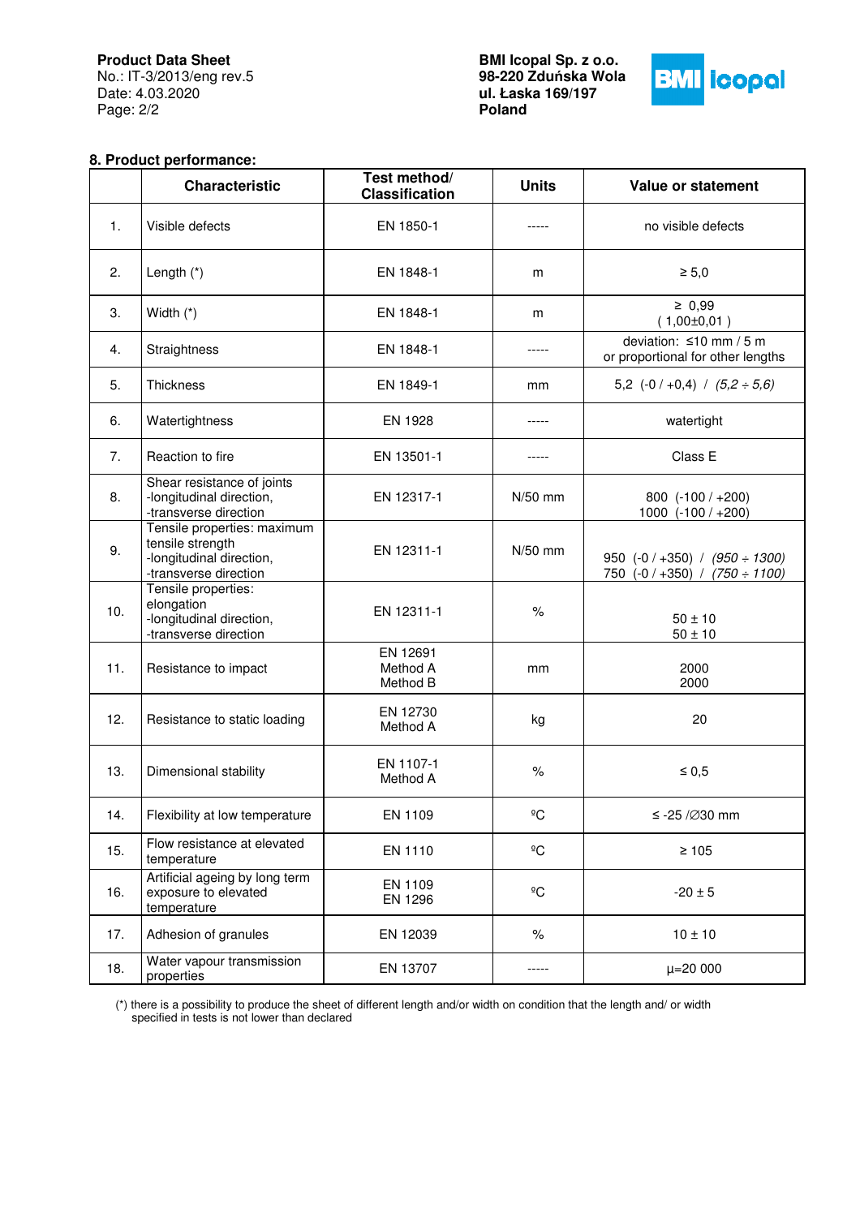**Product Data Sheet**
No.: IT-3/2013/eng rev.5
Date: 4.03.2020

**BMI Icopal Sp. z o.o.**
**98-220 Zduńska Wola**
**ul. Łaska 169/197**
**Poland**

## 8. Product performance:

| | Characteristic | Test method/ Classification | Units | Value or statement |
|---|---|---|---|---|
| 1. | Visible defects | EN 1850-1 | ----- | no visible defects |
| 2. | Length (*) | EN 1848-1 | m | ≥ 5,0 |
| 3. | Width (*) | EN 1848-1 | m | ≥ 0,99 ( 1,00±0,01 ) |
| 4. | Straightness | EN 1848-1 | ----- | deviation: ≤10 mm / 5 m or proportional for other lengths |
| 5. | Thickness | EN 1849-1 | mm | 5,2 (-0 / +0,4) / *(5,2 ÷ 5,6)* |
| 6. | Watertightness | EN 1928 | ----- | watertight |
| 7. | Reaction to fire | EN 13501-1 | ----- | Class E |
| 8. | Shear resistance of joints -longitudinal direction, -transverse direction | EN 12317-1 | N/50 mm | 800 (-100 / +200) 1000 (-100 / +200) |
| 9. | Tensile properties: maximum tensile strength -longitudinal direction, -transverse direction | EN 12311-1 | N/50 mm | 950 (-0 / +350) / *(950 ÷ 1300)* 750 (-0 / +350) / *(750 ÷ 1100)* |
| 10. | Tensile properties: elongation -longitudinal direction, -transverse direction | EN 12311-1 | % | 50 ± 10 50 ± 10 |
| 11. | Resistance to impact | EN 12691 Method A Method B | mm | 2000 2000 |
| 12. | Resistance to static loading | EN 12730 Method A | kg | 20 |
| 13. | Dimensional stability | EN 1107-1 Method A | % | ≤ 0,5 |
| 14. | Flexibility at low temperature | EN 1109 | ºC | ≤ -25 /∅30 mm |
| 15. | Flow resistance at elevated temperature | EN 1110 | ºC | ≥ 105 |
| 16. | Artificial ageing by long term exposure to elevated temperature | EN 1109 EN 1296 | ºC | -20 ± 5 |
| 17. | Adhesion of granules | EN 12039 | % | 10 ± 10 |
| 18. | Water vapour transmission properties | EN 13707 | ----- | μ=20 000 |

(*) there is a possibility to produce the sheet of different length and/or width on condition that the length and/ or width specified in tests is not lower than declared